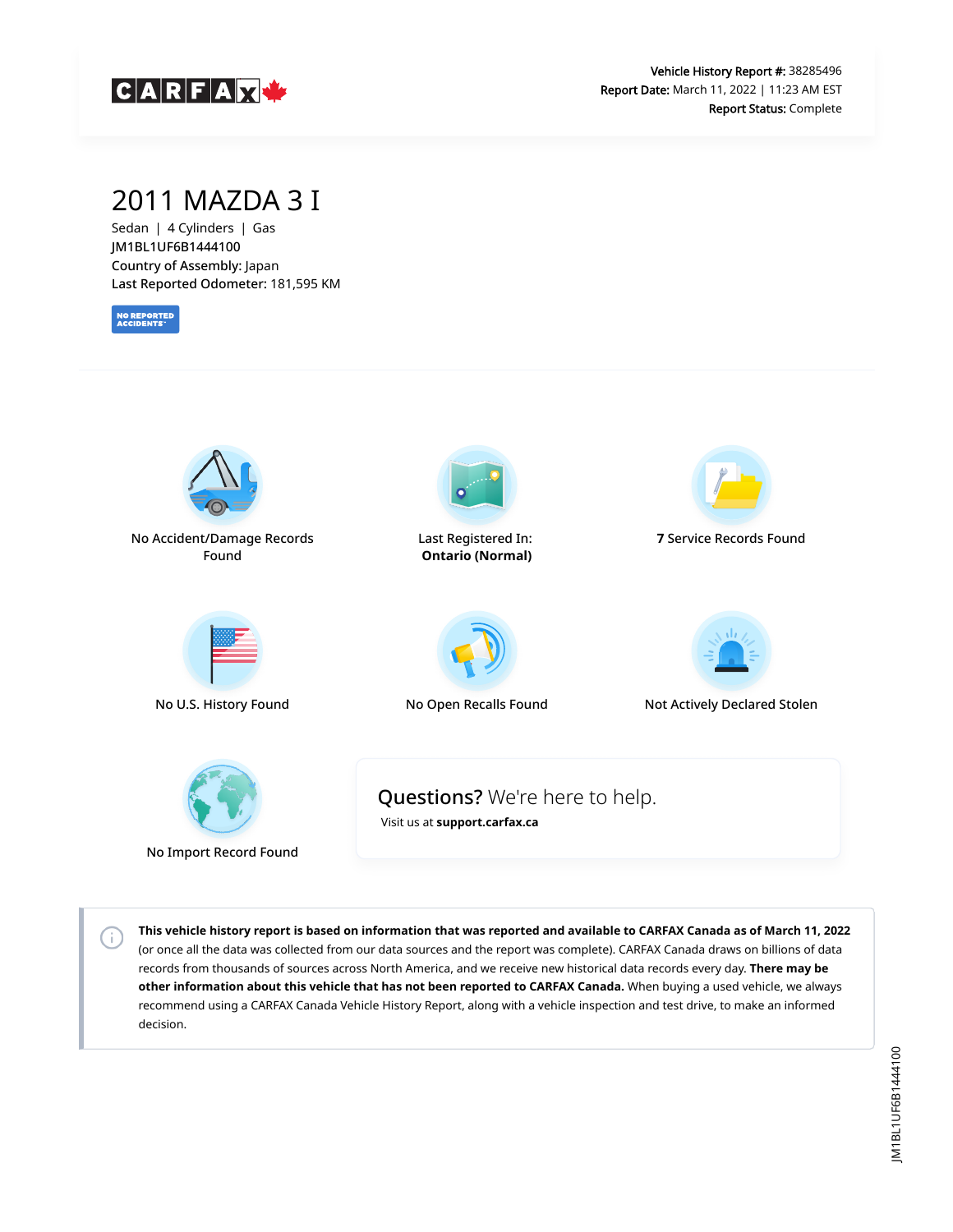CARFAX

**Vehicle History Report #:** 38285496
**Report Date:** March 11, 2022 | 11:23 AM EST
**Report Status:** Complete

# 2011 MAZDA 3 I

Sedan | 4 Cylinders | Gas
JM1BL1UF6B1444100
**Country of Assembly:** Japan
**Last Reported Odometer:** 181,595 KM

NO REPORTED ACCIDENTS

No Accident/Damage Records Found

Last Registered In: **Ontario (Normal)**

**7** Service Records Found

No U.S. History Found

No Open Recalls Found

Not Actively Declared Stolen

No Import Record Found

**Questions?** We're here to help.

Visit us at **support.carfax.ca**

**This vehicle history report is based on information that was reported and available to CARFAX Canada as of March 11, 2022** (or once all the data was collected from our data sources and the report was complete). CARFAX Canada draws on billions of data records from thousands of sources across North America, and we receive new historical data records every day. **There may be other information about this vehicle that has not been reported to CARFAX Canada.** When buying a used vehicle, we always recommend using a CARFAX Canada Vehicle History Report, along with a vehicle inspection and test drive, to make an informed decision.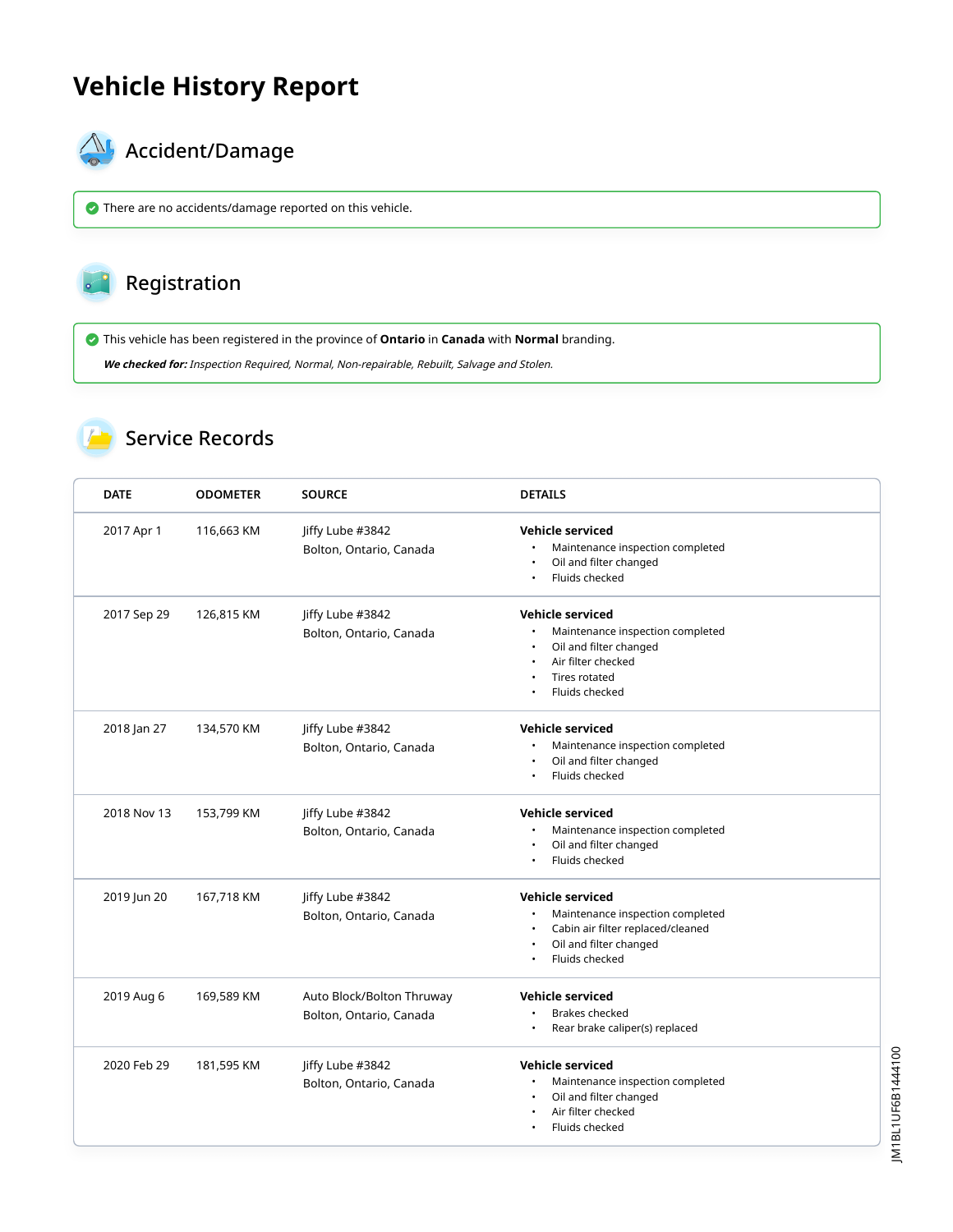# Vehicle History Report

## Accident/Damage

There are no accidents/damage reported on this vehicle.

## Registration

This vehicle has been registered in the province of **Ontario** in **Canada** with **Normal** branding.

***We checked for:*** *Inspection Required, Normal, Non-repairable, Rebuilt, Salvage and Stolen.*

## Service Records

| DATE | ODOMETER | SOURCE | DETAILS |
|---|---|---|---|
| 2017 Apr 1 | 116,663 KM | Jiffy Lube #3842<br>Bolton, Ontario, Canada | **Vehicle serviced**<br>• Maintenance inspection completed<br>• Oil and filter changed<br>• Fluids checked |
| 2017 Sep 29 | 126,815 KM | Jiffy Lube #3842<br>Bolton, Ontario, Canada | **Vehicle serviced**<br>• Maintenance inspection completed<br>• Oil and filter changed<br>• Air filter checked<br>• Tires rotated<br>• Fluids checked |
| 2018 Jan 27 | 134,570 KM | Jiffy Lube #3842<br>Bolton, Ontario, Canada | **Vehicle serviced**<br>• Maintenance inspection completed<br>• Oil and filter changed<br>• Fluids checked |
| 2018 Nov 13 | 153,799 KM | Jiffy Lube #3842<br>Bolton, Ontario, Canada | **Vehicle serviced**<br>• Maintenance inspection completed<br>• Oil and filter changed<br>• Fluids checked |
| 2019 Jun 20 | 167,718 KM | Jiffy Lube #3842<br>Bolton, Ontario, Canada | **Vehicle serviced**<br>• Maintenance inspection completed<br>• Cabin air filter replaced/cleaned<br>• Oil and filter changed<br>• Fluids checked |
| 2019 Aug 6 | 169,589 KM | Auto Block/Bolton Thruway<br>Bolton, Ontario, Canada | **Vehicle serviced**<br>• Brakes checked<br>• Rear brake caliper(s) replaced |
| 2020 Feb 29 | 181,595 KM | Jiffy Lube #3842<br>Bolton, Ontario, Canada | **Vehicle serviced**<br>• Maintenance inspection completed<br>• Oil and filter changed<br>• Air filter checked<br>• Fluids checked |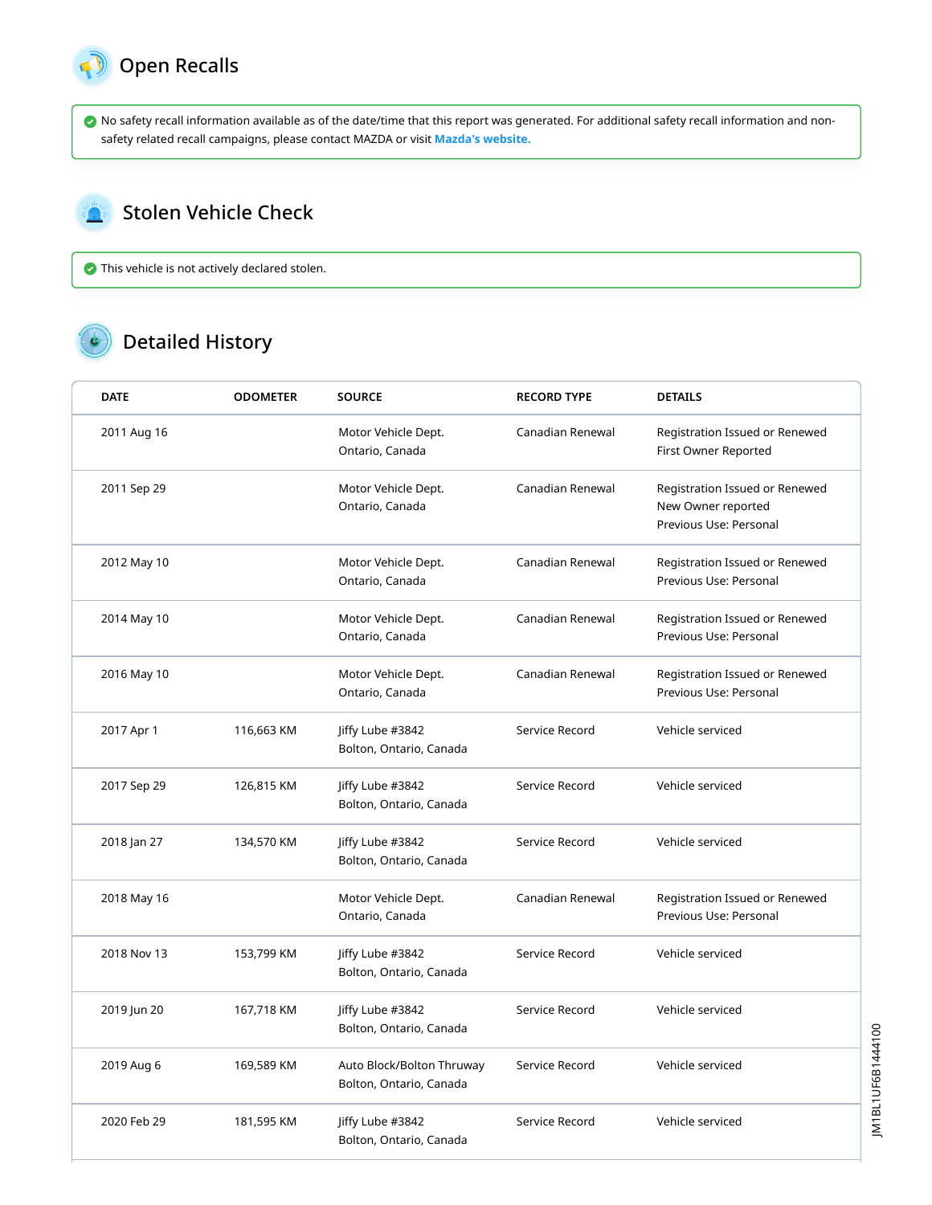## Open Recalls

No safety recall information available as of the date/time that this report was generated. For additional safety recall information and non-safety related recall campaigns, please contact MAZDA or visit Mazda's website.

## Stolen Vehicle Check

This vehicle is not actively declared stolen.

## Detailed History

| DATE | ODOMETER | SOURCE | RECORD TYPE | DETAILS |
| --- | --- | --- | --- | --- |
| 2011 Aug 16 | | Motor Vehicle Dept. Ontario, Canada | Canadian Renewal | Registration Issued or Renewed First Owner Reported |
| 2011 Sep 29 | | Motor Vehicle Dept. Ontario, Canada | Canadian Renewal | Registration Issued or Renewed New Owner reported Previous Use: Personal |
| 2012 May 10 | | Motor Vehicle Dept. Ontario, Canada | Canadian Renewal | Registration Issued or Renewed Previous Use: Personal |
| 2014 May 10 | | Motor Vehicle Dept. Ontario, Canada | Canadian Renewal | Registration Issued or Renewed Previous Use: Personal |
| 2016 May 10 | | Motor Vehicle Dept. Ontario, Canada | Canadian Renewal | Registration Issued or Renewed Previous Use: Personal |
| 2017 Apr 1 | 116,663 KM | Jiffy Lube #3842 Bolton, Ontario, Canada | Service Record | Vehicle serviced |
| 2017 Sep 29 | 126,815 KM | Jiffy Lube #3842 Bolton, Ontario, Canada | Service Record | Vehicle serviced |
| 2018 Jan 27 | 134,570 KM | Jiffy Lube #3842 Bolton, Ontario, Canada | Service Record | Vehicle serviced |
| 2018 May 16 | | Motor Vehicle Dept. Ontario, Canada | Canadian Renewal | Registration Issued or Renewed Previous Use: Personal |
| 2018 Nov 13 | 153,799 KM | Jiffy Lube #3842 Bolton, Ontario, Canada | Service Record | Vehicle serviced |
| 2019 Jun 20 | 167,718 KM | Jiffy Lube #3842 Bolton, Ontario, Canada | Service Record | Vehicle serviced |
| 2019 Aug 6 | 169,589 KM | Auto Block/Bolton Thruway Bolton, Ontario, Canada | Service Record | Vehicle serviced |
| 2020 Feb 29 | 181,595 KM | Jiffy Lube #3842 Bolton, Ontario, Canada | Service Record | Vehicle serviced |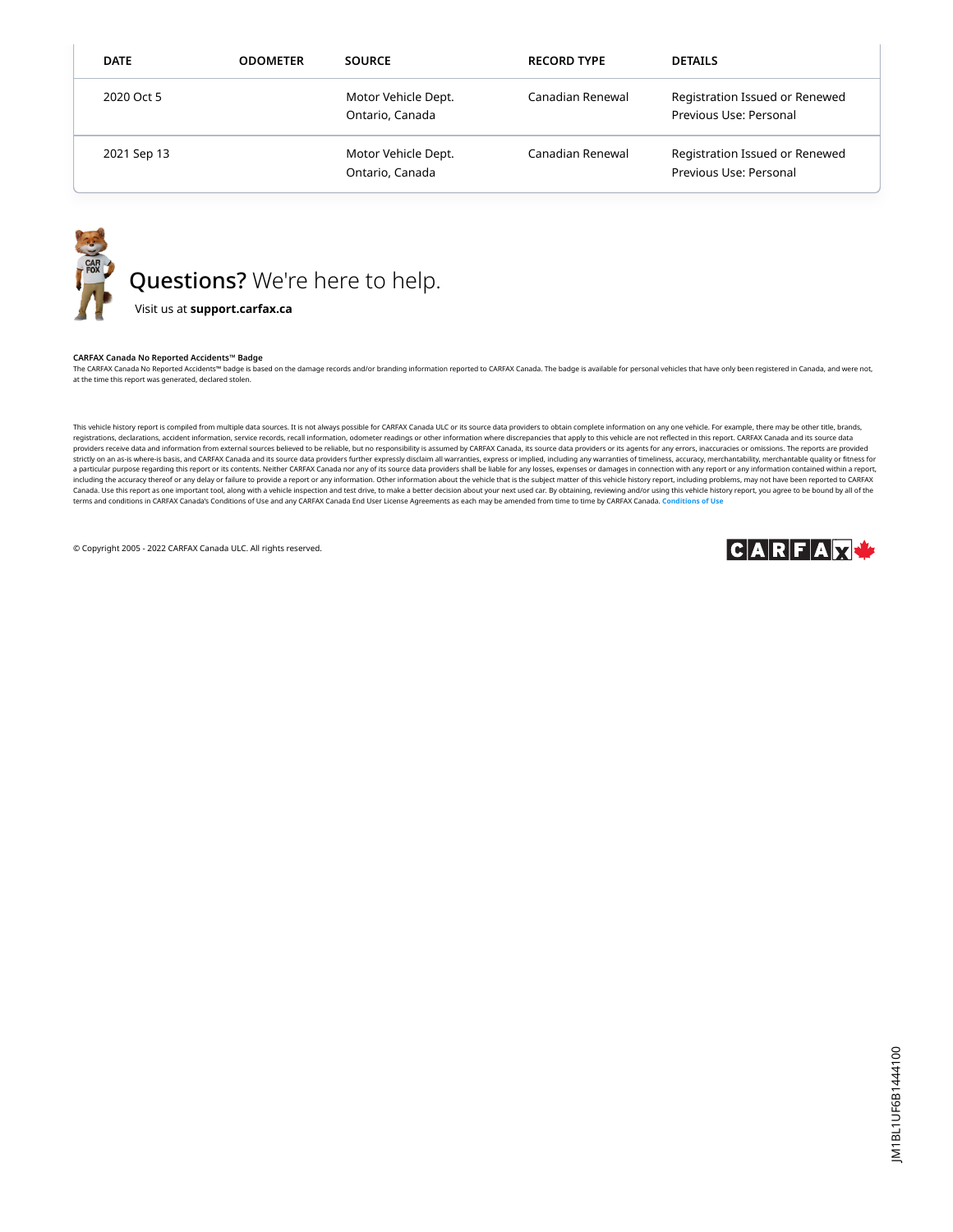| DATE | ODOMETER | SOURCE | RECORD TYPE | DETAILS |
| --- | --- | --- | --- | --- |
| 2020 Oct 5 | | Motor Vehicle Dept. Ontario, Canada | Canadian Renewal | Registration Issued or Renewed Previous Use: Personal |
| 2021 Sep 13 | | Motor Vehicle Dept. Ontario, Canada | Canadian Renewal | Registration Issued or Renewed Previous Use: Personal |

**Questions?** We're here to help.

Visit us at **support.carfax.ca**

**CARFAX Canada No Reported Accidents™ Badge**

The CARFAX Canada No Reported Accidents™ badge is based on the damage records and/or branding information reported to CARFAX Canada. The badge is available for personal vehicles that have only been registered in Canada, and were not, at the time this report was generated, declared stolen.

This vehicle history report is compiled from multiple data sources. It is not always possible for CARFAX Canada ULC or its source data providers to obtain complete information on any one vehicle. For example, there may be other title, brands, registrations, declarations, accident information, service records, recall information, odometer readings or other information where discrepancies that apply to this vehicle are not reflected in this report. CARFAX Canada and its source data providers receive data and information from external sources believed to be reliable, but no responsibility is assumed by CARFAX Canada, its source data providers or its agents for any errors, inaccuracies or omissions. The reports are provided strictly on an as-is where-is basis, and CARFAX Canada and its source data providers further expressly disclaim all warranties, express or implied, including any warranties of timeliness, accuracy, merchantability, merchantable quality or fitness for a particular purpose regarding this report or its contents. Neither CARFAX Canada nor any of its source data providers shall be liable for any losses, expenses or damages in connection with any report or any information contained within a report, including the accuracy thereof or any delay or failure to provide a report or any information. Other information about the vehicle that is the subject matter of this vehicle history report, including problems, may not have been reported to CARFAX Canada. Use this report as one important tool, along with a vehicle inspection and test drive, to make a better decision about your next used car. By obtaining, reviewing and/or using this vehicle history report, you agree to be bound by all of the terms and conditions in CARFAX Canada's Conditions of Use and any CARFAX Canada End User License Agreements as each may be amended from time to time by CARFAX Canada. Conditions of Use

© Copyright 2005 - 2022 CARFAX Canada ULC. All rights reserved.

CARFAX

JM1BL1UF6B1444100